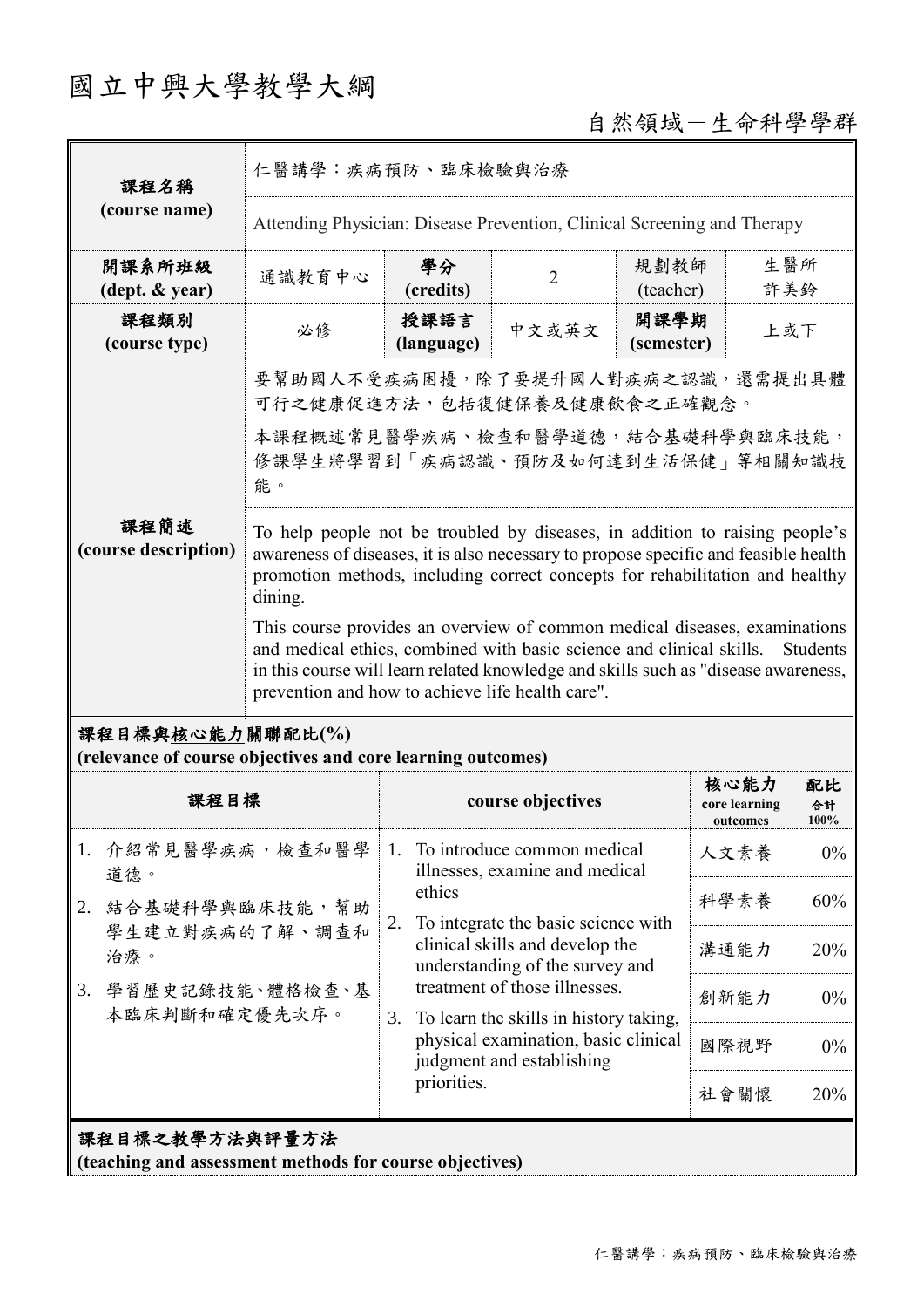# 國立中興大學教學大綱

自然領域－生命科學學群

| 課程名稱 (course name) | 仁醫講學：疾病預防、臨床檢驗與治療 | | | | |
|---|---|---|---|---|---|
| | Attending Physician: Disease Prevention, Clinical Screening and Therapy | | | | |
| 開課系所班級 (dept. & year) | 通識教育中心 | 學分 (credits) | 2 | 規劃教師 (teacher) | 生醫所 許美鈴 |
| 課程類別 (course type) | 必修 | 授課語言 (language) | 中文或英文 | 開課學期 (semester) | 上或下 |
| 課程簡述 (course description) | 要幫助國人不受疾病困擾，除了要提升國人對疾病之認識，還需提出具體可行之健康促進方法，包括復健保養及健康飲食之正確觀念。<br>本課程概述常見醫學疾病、檢查和醫學道德，結合基礎科學與臨床技能，修課學生將學習到「疾病認識、預防及如何達到生活保健」等相關知識技能。 | | | | |
| | To help people not be troubled by diseases, in addition to raising people's awareness of diseases, it is also necessary to propose specific and feasible health promotion methods, including correct concepts for rehabilitation and healthy dining.<br>This course provides an overview of common medical diseases, examinations and medical ethics, combined with basic science and clinical skills. Students in this course will learn related knowledge and skills such as "disease awareness, prevention and how to achieve life health care". | | | | |

## 課程目標與核心能力關聯配比(%)
**(relevance of course objectives and core learning outcomes)**

| 課程目標 | course objectives | 核心能力 core learning outcomes | 配比 合計100% |
|---|---|---|---|
| 1. 介紹常見醫學疾病，檢查和醫學道德。<br>2. 結合基礎科學與臨床技能，幫助學生建立對疾病的了解、調查和治療。<br>3. 學習歷史記錄技能、體格檢查、基本臨床判斷和確定優先次序。 | 1. To introduce common medical illnesses, examine and medical ethics<br>2. To integrate the basic science with clinical skills and develop the understanding of the survey and treatment of those illnesses.<br>3. To learn the skills in history taking, physical examination, basic clinical judgment and establishing priorities. | 人文素養 | 0% |
| | | 科學素養 | 60% |
| | | 溝通能力 | 20% |
| | | 創新能力 | 0% |
| | | 國際視野 | 0% |
| | | 社會關懷 | 20% |

## 課程目標之教學方法與評量方法
**(teaching and assessment methods for course objectives)**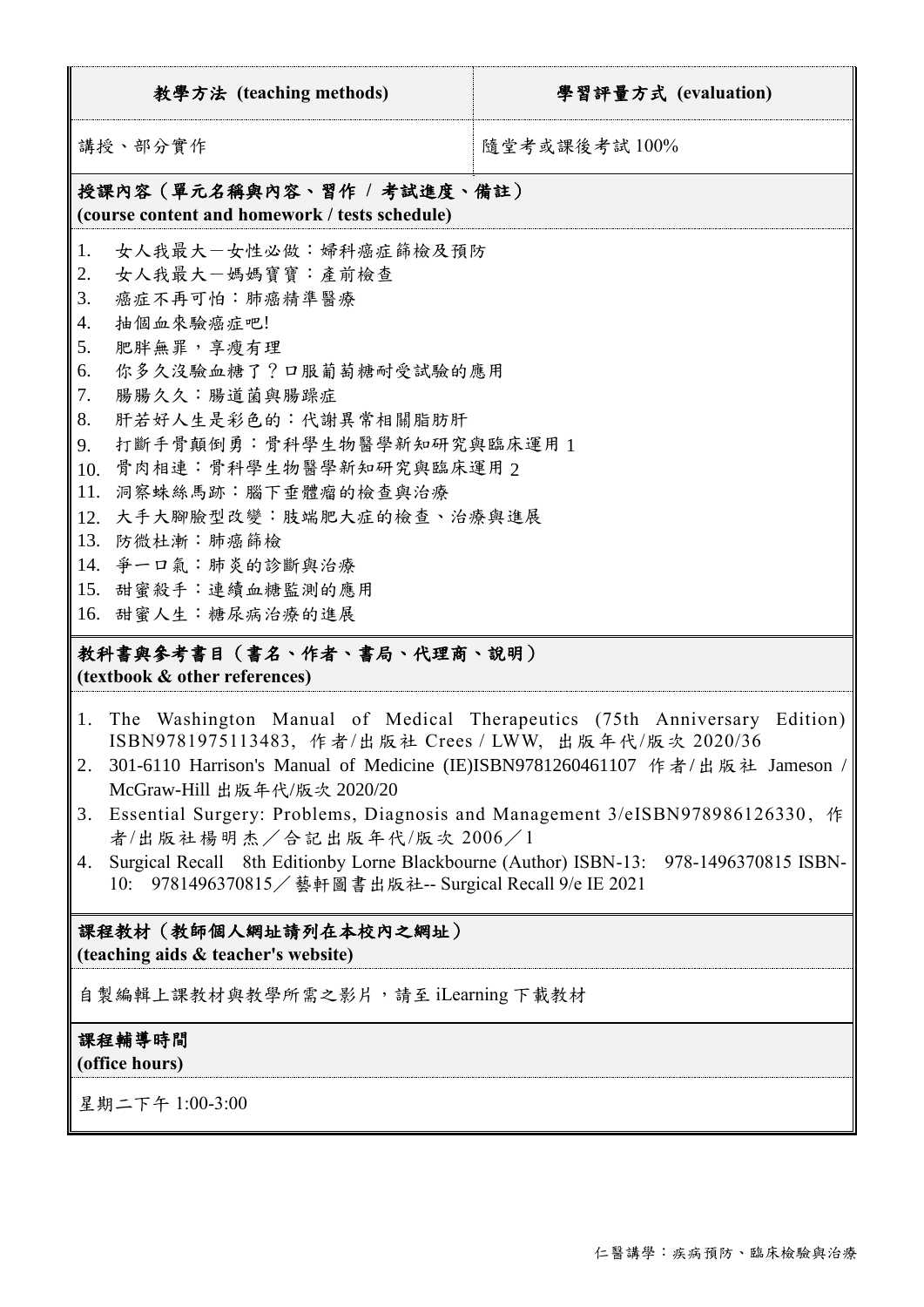| 教學方法 (teaching methods) | 學習評量方式 (evaluation) |
|---|---|
| 講授、部分實作 | 隨堂考或課後考試 100% |

## 授課內容（單元名稱與內容、習作 / 考試進度、備註）
**(course content and homework / tests schedule)**

1. 女人我最大－女性必做：婦科癌症篩檢及預防
2. 女人我最大－媽媽寶寶：產前檢查
3. 癌症不再可怕：肺癌精準醫療
4. 抽個血來驗癌症吧!
5. 肥胖無罪，享瘦有理
6. 你多久沒驗血糖了？口服葡萄糖耐受試驗的應用
7. 腸腸久久：腸道菌與腸躁症
8. 肝若好人生是彩色的：代謝異常相關脂肪肝
9. 打斷手骨顛倒勇：骨科學生物醫學新知研究與臨床運用 1
10. 骨肉相連：骨科學生物醫學新知研究與臨床運用 2
11. 洞察蛛絲馬跡：腦下垂體瘤的檢查與治療
12. 大手大腳臉型改變：肢端肥大症的檢查、治療與進展
13. 防微杜漸：肺癌篩檢
14. 爭一口氣：肺炎的診斷與治療
15. 甜蜜殺手：連續血糖監測的應用
16. 甜蜜人生：糖尿病治療的進展

## 教科書與參考書目（書名、作者、書局、代理商、說明）
**(textbook & other references)**

1. The Washington Manual of Medical Therapeutics (75th Anniversary Edition) ISBN9781975113483, 作者/出版社 Crees / LWW, 出版年代/版次 2020/36
2. 301-6110 Harrison's Manual of Medicine (IE)ISBN9781260461107 作者/出版社 Jameson / McGraw-Hill 出版年代/版次 2020/20
3. Essential Surgery: Problems, Diagnosis and Management 3/eISBN978986126330, 作者/出版社楊明杰／合記出版年代/版次 2006／1
4. Surgical Recall 8th Editionby Lorne Blackbourne (Author) ISBN-13: 978-1496370815 ISBN-10: 9781496370815／藝軒圖書出版社-- Surgical Recall 9/e IE 2021

## 課程教材（教師個人網址請列在本校內之網址）
**(teaching aids & teacher's website)**

自製編輯上課教材與教學所需之影片，請至 iLearning 下載教材

## 課程輔導時間
**(office hours)**

星期二下午 1:00-3:00